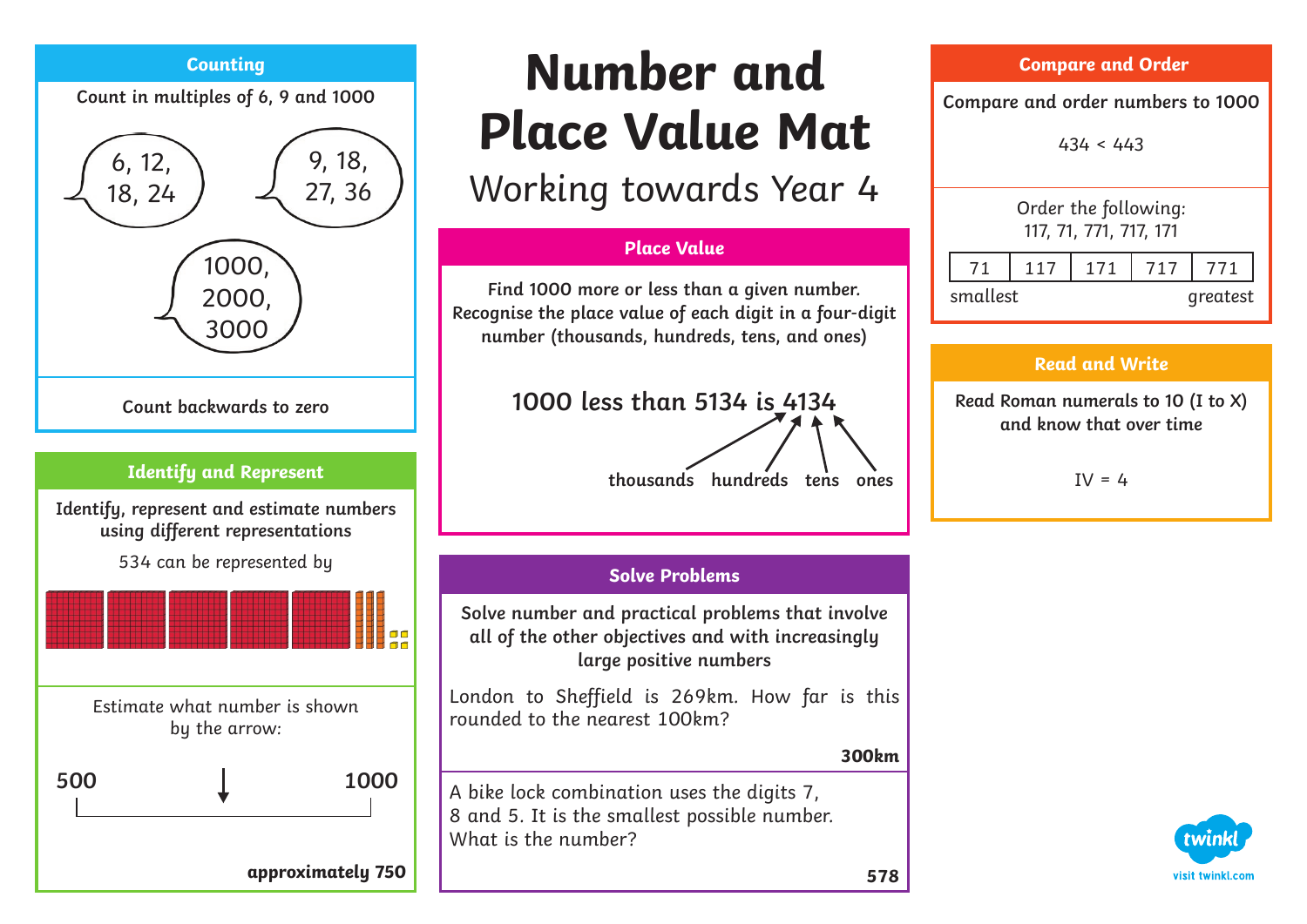# Number and Place Value Mat

Working towards Year 4

## Counting

Count in multiples of 6, 9 and 1000

6, 12, 18, 24

9, 18, 27, 36

1000, 2000, 3000

Count backwards to zero

## Identify and Represent

Identify, represent and estimate numbers using different representations

534 can be represented by

Estimate what number is shown by the arrow:

500 ↓ 1000

**approximately 750**

## Place Value

Find 1000 more or less than a given number. Recognise the place value of each digit in a four-digit number (thousands, hundreds, tens, and ones)

1000 less than 5134 is 4134

thousands hundreds tens ones

## Solve Problems

Solve number and practical problems that involve all of the other objectives and with increasingly large positive numbers

London to Sheffield is 269km. How far is this rounded to the nearest 100km?

**300km**

A bike lock combination uses the digits 7, 8 and 5. It is the smallest possible number. What is the number?

**578**

## Compare and Order

Compare and order numbers to 1000

434 < 443

Order the following: 117, 71, 771, 717, 171

| 71 | 117 | 171 | 717 | 771 |
|---|---|---|---|---|

smallest → greatest

## Read and Write

Read Roman numerals to 10 (I to X) and know that over time

IV = 4

visit twinkl.com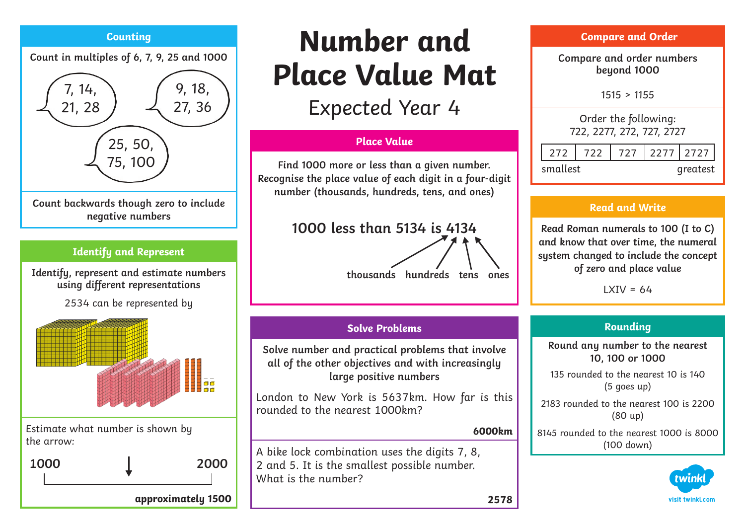# Number and Place Value Mat

Expected Year 4

## Counting

Count in multiples of 6, 7, 9, 25 and 1000

7, 14, 21, 28

9, 18, 27, 36

25, 50, 75, 100

Count backwards though zero to include negative numbers

## Identify and Represent

Identify, represent and estimate numbers using different representations

2534 can be represented by

Estimate what number is shown by the arrow:

1000 ↓ 2000

**approximately 1500**

## Place Value

Find 1000 more or less than a given number. Recognise the place value of each digit in a four-digit number (thousands, hundreds, tens, and ones)

1000 less than 5134 is 4134

thousands, hundreds, tens, ones

## Solve Problems

Solve number and practical problems that involve all of the other objectives and with increasingly large positive numbers

London to New York is 5637km. How far is this rounded to the nearest 1000km?

**6000km**

A bike lock combination uses the digits 7, 8, 2 and 5. It is the smallest possible number. What is the number?

**2578**

## Compare and Order

Compare and order numbers beyond 1000

1515 > 1155

Order the following: 722, 2277, 272, 727, 2727

| 272 | 722 | 727 | 2277 | 2727 |
|---|---|---|---|---|

smallest → greatest

## Read and Write

Read Roman numerals to 100 (I to C) and know that over time, the numeral system changed to include the concept of zero and place value

LXIV = 64

## Rounding

Round any number to the nearest 10, 100 or 1000

135 rounded to the nearest 10 is 140 (5 goes up)

2183 rounded to the nearest 100 is 2200 (80 up)

8145 rounded to the nearest 1000 is 8000 (100 down)

twinkl

visit twinkl.com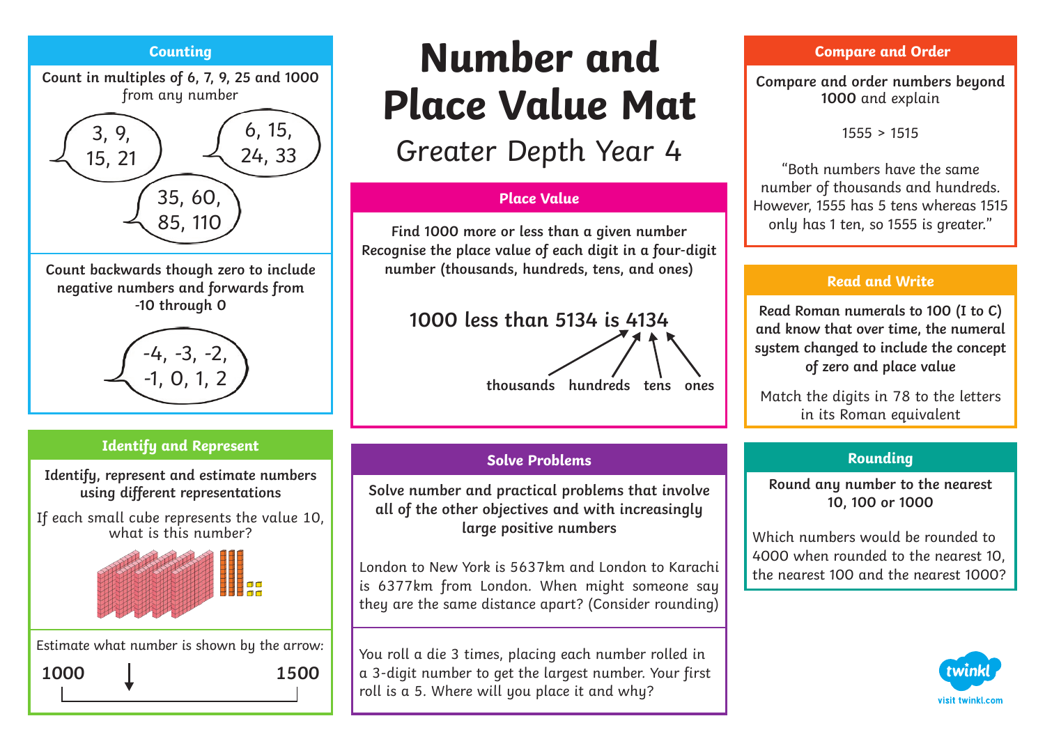# Number and Place Value Mat

## Greater Depth Year 4

### Counting

**Count in multiples of 6, 7, 9, 25 and 1000** from any number

3, 9, 15, 21

6, 15, 24, 33

35, 60, 85, 110

**Count backwards though zero to include negative numbers and forwards from -10 through 0**

-4, -3, -2, -1, 0, 1, 2

### Identify and Represent

**Identify, represent and estimate numbers using different representations**

If each small cube represents the value 10, what is this number?

Estimate what number is shown by the arrow:

1000 ↓ 1500

### Place Value

**Find 1000 more or less than a given number**
**Recognise the place value of each digit in a four-digit number (thousands, hundreds, tens, and ones)**

**1000 less than 5134 is 4134**

thousands hundreds tens ones

### Solve Problems

**Solve number and practical problems that involve all of the other objectives and with increasingly large positive numbers**

London to New York is 5637km and London to Karachi is 6377km from London. When might someone say they are the same distance apart? (Consider rounding)

You roll a die 3 times, placing each number rolled in a 3-digit number to get the largest number. Your first roll is a 5. Where will you place it and why?

### Compare and Order

**Compare and order numbers beyond 1000** and explain

1555 > 1515

"Both numbers have the same number of thousands and hundreds. However, 1555 has 5 tens whereas 1515 only has 1 ten, so 1555 is greater."

### Read and Write

**Read Roman numerals to 100 (I to C) and know that over time, the numeral system changed to include the concept of zero and place value**

Match the digits in 78 to the letters in its Roman equivalent

### Rounding

**Round any number to the nearest 10, 100 or 1000**

Which numbers would be rounded to 4000 when rounded to the nearest 10, the nearest 100 and the nearest 1000?